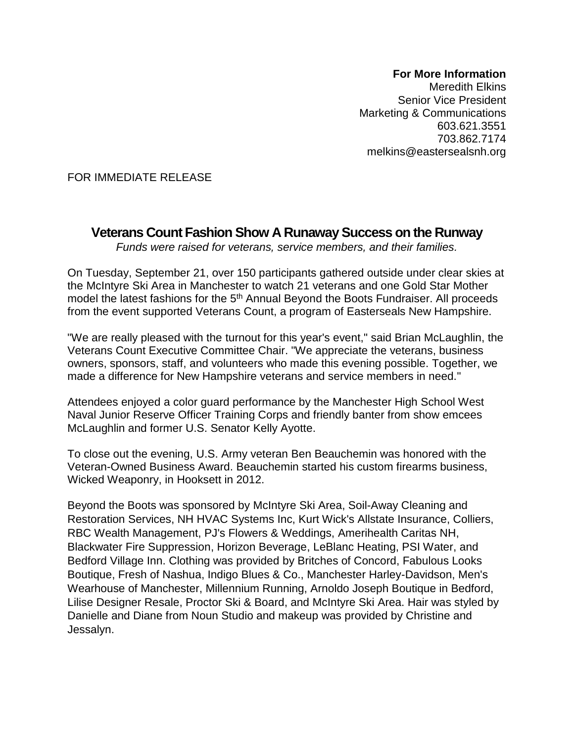**For More Information**
Meredith Elkins
Senior Vice President
Marketing & Communications
603.621.3551
703.862.7174
melkins@eastersealsnh.org

FOR IMMEDIATE RELEASE

## Veterans Count Fashion Show A Runaway Success on the Runway

*Funds were raised for veterans, service members, and their families.*

On Tuesday, September 21, over 150 participants gathered outside under clear skies at the McIntyre Ski Area in Manchester to watch 21 veterans and one Gold Star Mother model the latest fashions for the 5th Annual Beyond the Boots Fundraiser. All proceeds from the event supported Veterans Count, a program of Easterseals New Hampshire.

"We are really pleased with the turnout for this year's event," said Brian McLaughlin, the Veterans Count Executive Committee Chair. "We appreciate the veterans, business owners, sponsors, staff, and volunteers who made this evening possible. Together, we made a difference for New Hampshire veterans and service members in need."

Attendees enjoyed a color guard performance by the Manchester High School West Naval Junior Reserve Officer Training Corps and friendly banter from show emcees McLaughlin and former U.S. Senator Kelly Ayotte.

To close out the evening, U.S. Army veteran Ben Beauchemin was honored with the Veteran-Owned Business Award. Beauchemin started his custom firearms business, Wicked Weaponry, in Hooksett in 2012.

Beyond the Boots was sponsored by McIntyre Ski Area, Soil-Away Cleaning and Restoration Services, NH HVAC Systems Inc, Kurt Wick's Allstate Insurance, Colliers, RBC Wealth Management, PJ's Flowers & Weddings, Amerihealth Caritas NH, Blackwater Fire Suppression, Horizon Beverage, LeBlanc Heating, PSI Water, and Bedford Village Inn. Clothing was provided by Britches of Concord, Fabulous Looks Boutique, Fresh of Nashua, Indigo Blues & Co., Manchester Harley-Davidson, Men's Wearhouse of Manchester, Millennium Running, Arnoldo Joseph Boutique in Bedford, Lilise Designer Resale, Proctor Ski & Board, and McIntyre Ski Area. Hair was styled by Danielle and Diane from Noun Studio and makeup was provided by Christine and Jessalyn.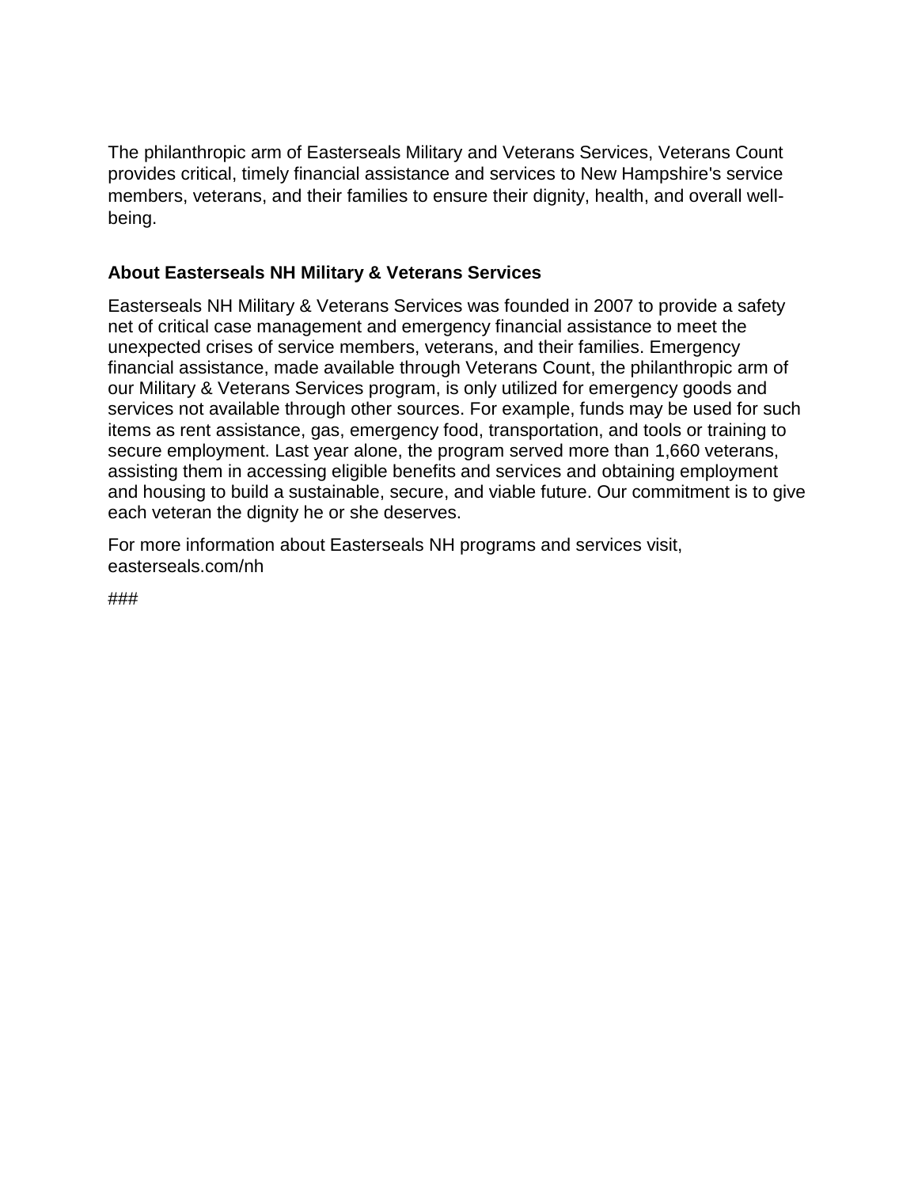The philanthropic arm of Easterseals Military and Veterans Services, Veterans Count provides critical, timely financial assistance and services to New Hampshire's service members, veterans, and their families to ensure their dignity, health, and overall well-being.

**About Easterseals NH Military & Veterans Services**

Easterseals NH Military & Veterans Services was founded in 2007 to provide a safety net of critical case management and emergency financial assistance to meet the unexpected crises of service members, veterans, and their families. Emergency financial assistance, made available through Veterans Count, the philanthropic arm of our Military & Veterans Services program, is only utilized for emergency goods and services not available through other sources. For example, funds may be used for such items as rent assistance, gas, emergency food, transportation, and tools or training to secure employment. Last year alone, the program served more than 1,660 veterans, assisting them in accessing eligible benefits and services and obtaining employment and housing to build a sustainable, secure, and viable future. Our commitment is to give each veteran the dignity he or she deserves.

For more information about Easterseals NH programs and services visit, easterseals.com/nh

###